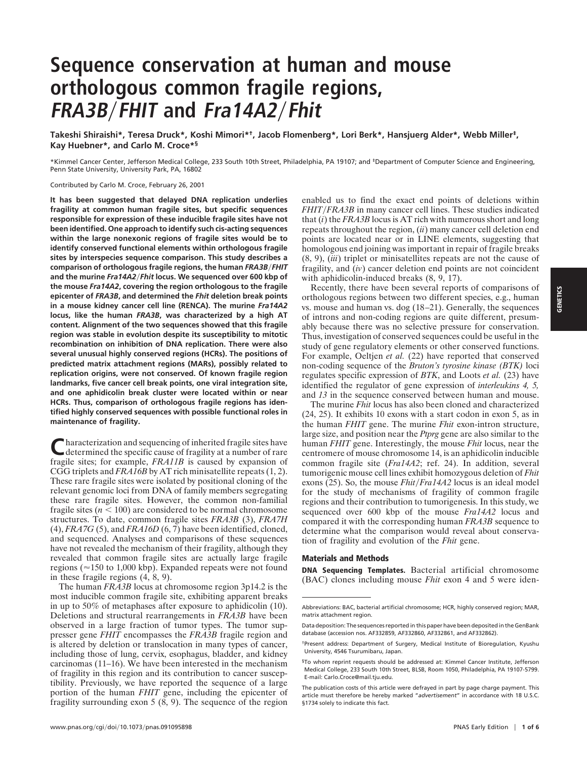# Sequence conservation at human and mouse orthologous common fragile regions, *FRA3B*/*FHIT* and *Fra14A2*/*Fhit*

Takeshi Shiraishi*, Teresa Druck*, Koshi Mimori*†, Jacob Flomenberg*, Lori Berk*, Hansjuerg Alder*, Webb Miller‡, Kay Huebner*, and Carlo M. Croce*§

*Kimmel Cancer Center, Jefferson Medical College, 233 South 10th Street, Philadelphia, PA 19107; and ‡Department of Computer Science and Engineering, Penn State University, University Park, PA, 16802

Contributed by Carlo M. Croce, February 26, 2001

**It has been suggested that delayed DNA replication underlies fragility at common human fragile sites, but specific sequences responsible for expression of these inducible fragile sites have not been identified. One approach to identify such cis-acting sequences within the large nonexonic regions of fragile sites would be to identify conserved functional elements within orthologous fragile sites by interspecies sequence comparison. This study describes a comparison of orthologous fragile regions, the human *FRA3B*/*FHIT* and the murine *Fra14A2*/*Fhit* locus. We sequenced over 600 kbp of the mouse *Fra14A2*, covering the region orthologous to the fragile epicenter of *FRA3B*, and determined the *Fhit* deletion break points in a mouse kidney cancer cell line (RENCA). The murine *Fra14A2* locus, like the human *FRA3B*, was characterized by a high AT content. Alignment of the two sequences showed that this fragile region was stable in evolution despite its susceptibility to mitotic recombination on inhibition of DNA replication. There were also several unusual highly conserved regions (HCRs). The positions of predicted matrix attachment regions (MARs), possibly related to replication origins, were not conserved. Of known fragile region landmarks, five cancer cell break points, one viral integration site, and one aphidicolin break cluster were located within or near HCRs. Thus, comparison of orthologous fragile regions has identified highly conserved sequences with possible functional roles in maintenance of fragility.**

Characterization and sequencing of inherited fragile sites have determined the specific cause of fragility at a number of rare fragile sites; for example, *FRA11B* is caused by expansion of CGG triplets and *FRA16B* by AT rich minisatellite repeats (1, 2). These rare fragile sites were isolated by positional cloning of the relevant genomic loci from DNA of family members segregating these rare fragile sites. However, the common non-familial fragile sites ($n < 100$) are considered to be normal chromosome structures. To date, common fragile sites *FRA3B* (3), *FRA7H* (4), *FRA7G* (5), and *FRA16D* (6, 7) have been identified, cloned, and sequenced. Analyses and comparisons of these sequences have not revealed the mechanism of their fragility, although they revealed that common fragile sites are actually large fragile regions (≈150 to 1,000 kbp). Expanded repeats were not found in these fragile regions (4, 8, 9).

The human *FRA3B* locus at chromosome region 3p14.2 is the most inducible common fragile site, exhibiting apparent breaks in up to 50% of metaphases after exposure to aphidicolin (10). Deletions and structural rearrangements in *FRA3B* have been observed in a large fraction of tumor types. The tumor suppresser gene *FHIT* encompasses the *FRA3B* fragile region and is altered by deletion or translocation in many types of cancer, including those of lung, cervix, esophagus, bladder, and kidney carcinomas (11–16). We have been interested in the mechanism of fragility in this region and its contribution to cancer susceptibility. Previously, we have reported the sequence of a large portion of the human *FHIT* gene, including the epicenter of fragility surrounding exon 5 (8, 9). The sequence of the region enabled us to find the exact end points of deletions within *FHIT*/*FRA3B* in many cancer cell lines. These studies indicated that (*i*) the *FRA3B* locus is AT rich with numerous short and long repeats throughout the region, (*ii*) many cancer cell deletion end points are located near or in LINE elements, suggesting that homologous end joining was important in repair of fragile breaks (8, 9), (*iii*) triplet or minisatellites repeats are not the cause of fragility, and (*iv*) cancer deletion end points are not coincident with aphidicolin-induced breaks (8, 9, 17).

Recently, there have been several reports of comparisons of orthologous regions between two different species, e.g., human vs. mouse and human vs. dog (18–21). Generally, the sequences of introns and non-coding regions are quite different, presumably because there was no selective pressure for conservation. Thus, investigation of conserved sequences could be useful in the study of gene regulatory elements or other conserved functions. For example, Oeltjen *et al.* (22) have reported that conserved non-coding sequence of the *Bruton's tyrosine kinase (BTK)* loci regulates specific expression of *BTK*, and Loots *et al.* (23) have identified the regulator of gene expression of *interleukins 4, 5,* and *13* in the sequence conserved between human and mouse.

The murine *Fhit* locus has also been cloned and characterized (24, 25). It exhibits 10 exons with a start codon in exon 5, as in the human *FHIT* gene. The murine *Fhit* exon-intron structure, large size, and position near the *Ptprg* gene are also similar to the human *FHIT* gene. Interestingly, the mouse *Fhit* locus, near the centromere of mouse chromosome 14, is an aphidicolin inducible common fragile site (*Fra14A2*; ref. 24). In addition, several tumorigenic mouse cell lines exhibit homozygous deletion of *Fhit* exons (25). So, the mouse *Fhit*/*Fra14A2* locus is an ideal model for the study of mechanisms of fragility of common fragile regions and their contribution to tumorigenesis. In this study, we sequenced over 600 kbp of the mouse *Fra14A2* locus and compared it with the corresponding human *FRA3B* sequence to determine what the comparison would reveal about conservation of fragility and evolution of the *Fhit* gene.

## Materials and Methods

**DNA Sequencing Templates.** Bacterial artificial chromosome (BAC) clones including mouse *Fhit* exon 4 and 5 were iden-

---

Abbreviations: BAC, bacterial artificial chromosome; HCR, highly conserved region; MAR, matrix attachment region.

Data deposition: The sequences reported in this paper have been deposited in the GenBank database (accession nos. AF332859, AF332860, AF332861, and AF332862).

†Present address: Department of Surgery, Medical Institute of Bioregulation, Kyushu University, 4546 Tsurumibaru, Japan.

§To whom reprint requests should be addressed at: Kimmel Cancer Institute, Jefferson Medical College, 233 South 10th Street, BLSB, Room 1050, Philadelphia, PA 19107-5799. E-mail: Carlo.Croce@mail.tju.edu.

The publication costs of this article were defrayed in part by page charge payment. This article must therefore be hereby marked "*advertisement*" in accordance with 18 U.S.C. §1734 solely to indicate this fact.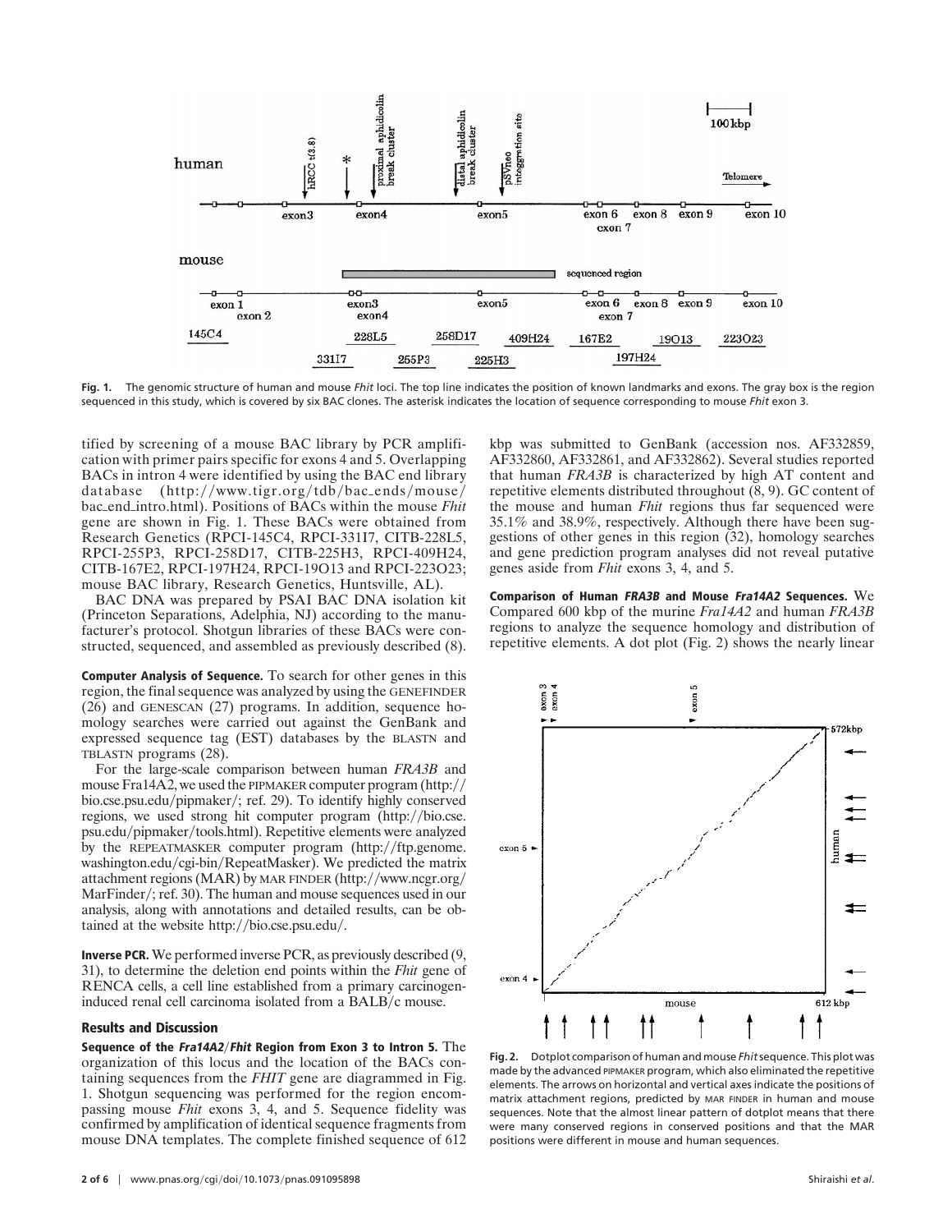Fig. 1. The genomic structure of human and mouse *Fhit* loci. The top line indicates the position of known landmarks and exons. The gray box is the region sequenced in this study, which is covered by six BAC clones. The asterisk indicates the location of sequence corresponding to mouse *Fhit* exon 3.

tified by screening of a mouse BAC library by PCR amplification with primer pairs specific for exons 4 and 5. Overlapping BACs in intron 4 were identified by using the BAC end library database (http://www.tigr.org/tdb/bac_ends/mouse/bac_end_intro.html). Positions of BACs within the mouse *Fhit* gene are shown in Fig. 1. These BACs were obtained from Research Genetics (RPCI-145C4, RPCI-331I7, CITB-228L5, RPCI-255P3, RPCI-258D17, CITB-225H3, RPCI-409H24, CITB-167E2, RPCI-197H24, RPCI-19O13 and RPCI-223O23; mouse BAC library, Research Genetics, Huntsville, AL).

BAC DNA was prepared by PSAI BAC DNA isolation kit (Princeton Separations, Adelphia, NJ) according to the manufacturer's protocol. Shotgun libraries of these BACs were constructed, sequenced, and assembled as previously described (8).

**Computer Analysis of Sequence.** To search for other genes in this region, the final sequence was analyzed by using the GENEFINDER (26) and GENESCAN (27) programs. In addition, sequence homology searches were carried out against the GenBank and expressed sequence tag (EST) databases by the BLASTN and TBLASTN programs (28).

For the large-scale comparison between human *FRA3B* and mouse Fra14A2, we used the PIPMAKER computer program (http://bio.cse.psu.edu/pipmaker/; ref. 29). To identify highly conserved regions, we used strong hit computer program (http://bio.cse.psu.edu/pipmaker/tools.html). Repetitive elements were analyzed by the REPEATMASKER computer program (http://ftp.genome.washington.edu/cgi-bin/RepeatMasker). We predicted the matrix attachment regions (MAR) by MAR FINDER (http://www.ncgr.org/MarFinder/; ref. 30). The human and mouse sequences used in our analysis, along with annotations and detailed results, can be obtained at the website http://bio.cse.psu.edu/.

**Inverse PCR.** We performed inverse PCR, as previously described (9, 31), to determine the deletion end points within the *Fhit* gene of RENCA cells, a cell line established from a primary carcinogen-induced renal cell carcinoma isolated from a BALB/c mouse.

## Results and Discussion

**Sequence of the *Fra14A2*/*Fhit* Region from Exon 3 to Intron 5.** The organization of this locus and the location of the BACs containing sequences from the *FHIT* gene are diagrammed in Fig. 1. Shotgun sequencing was performed for the region encompassing mouse *Fhit* exons 3, 4, and 5. Sequence fidelity was confirmed by amplification of identical sequence fragments from mouse DNA templates. The complete finished sequence of 612 kbp was submitted to GenBank (accession nos. AF332859, AF332860, AF332861, and AF332862). Several studies reported that human *FRA3B* is characterized by high AT content and repetitive elements distributed throughout (8, 9). GC content of the mouse and human *Fhit* regions thus far sequenced were 35.1% and 38.9%, respectively. Although there have been suggestions of other genes in this region (32), homology searches and gene prediction program analyses did not reveal putative genes aside from *Fhit* exons 3, 4, and 5.

**Comparison of Human *FRA3B* and Mouse *Fra14A2* Sequences.** We Compared 600 kbp of the murine *Fra14A2* and human *FRA3B* regions to analyze the sequence homology and distribution of repetitive elements. A dot plot (Fig. 2) shows the nearly linear

Fig. 2. Dotplot comparison of human and mouse *Fhit* sequence. This plot was made by the advanced PIPMAKER program, which also eliminated the repetitive elements. The arrows on horizontal and vertical axes indicate the positions of matrix attachment regions, predicted by MAR FINDER in human and mouse sequences. Note that the almost linear pattern of dotplot means that there were many conserved regions in conserved positions and that the MAR positions were different in mouse and human sequences.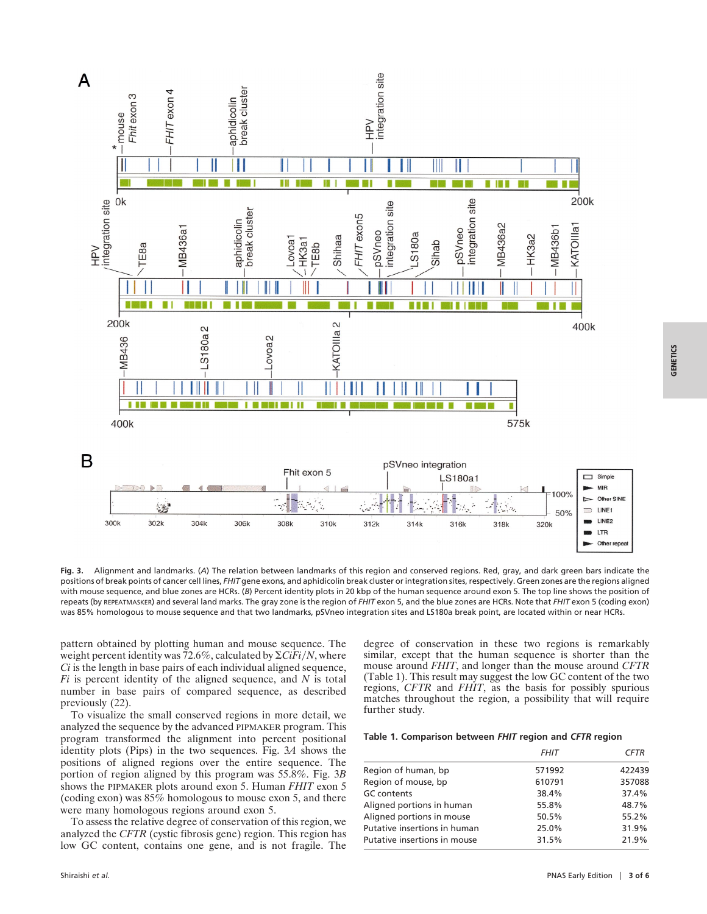**Fig. 3.** Alignment and landmarks. (*A*) The relation between landmarks of this region and conserved regions. Red, gray, and dark green bars indicate the positions of break points of cancer cell lines, *FHIT* gene exons, and aphidicolin break cluster or integration sites, respectively. Green zones are the regions aligned with mouse sequence, and blue zones are HCRs. (*B*) Percent identity plots in 20 kbp of the human sequence around exon 5. The top line shows the position of repeats (by REPEATMASKER) and several land marks. The gray zone is the region of *FHIT* exon 5, and the blue zones are HCRs. Note that *FHIT* exon 5 (coding exon) was 85% homologous to mouse sequence and that two landmarks, pSVneo integration sites and LS180a break point, are located within or near HCRs.

pattern obtained by plotting human and mouse sequence. The weight percent identity was 72.6%, calculated by $\Sigma CiFi/N$, where $Ci$ is the length in base pairs of each individual aligned sequence, $Fi$ is percent identity of the aligned sequence, and $N$ is total number in base pairs of compared sequence, as described previously (22).

To visualize the small conserved regions in more detail, we analyzed the sequence by the advanced PIPMAKER program. This program transformed the alignment into percent positional identity plots (Pips) in the two sequences. Fig. 3*A* shows the positions of aligned regions over the entire sequence. The portion of region aligned by this program was 55.8%. Fig. 3*B* shows the PIPMAKER plots around exon 5. Human *FHIT* exon 5 (coding exon) was 85% homologous to mouse exon 5, and there were many homologous regions around exon 5.

To assess the relative degree of conservation of this region, we analyzed the *CFTR* (cystic fibrosis gene) region. This region has low GC content, contains one gene, and is not fragile. The degree of conservation in these two regions is remarkably similar, except that the human sequence is shorter than the mouse around *FHIT*, and longer than the mouse around *CFTR* (Table 1). This result may suggest the low GC content of the two regions, *CFTR* and *FHIT*, as the basis for possibly spurious matches throughout the region, a possibility that will require further study.

**Table 1. Comparison between *FHIT* region and *CFTR* region**

| | *FHIT* | *CFTR* |
|---|---|---|
| Region of human, bp | 571992 | 422439 |
| Region of mouse, bp | 610791 | 357088 |
| GC contents | 38.4% | 37.4% |
| Aligned portions in human | 55.8% | 48.7% |
| Aligned portions in mouse | 50.5% | 55.2% |
| Putative insertions in human | 25.0% | 31.9% |
| Putative insertions in mouse | 31.5% | 21.9% |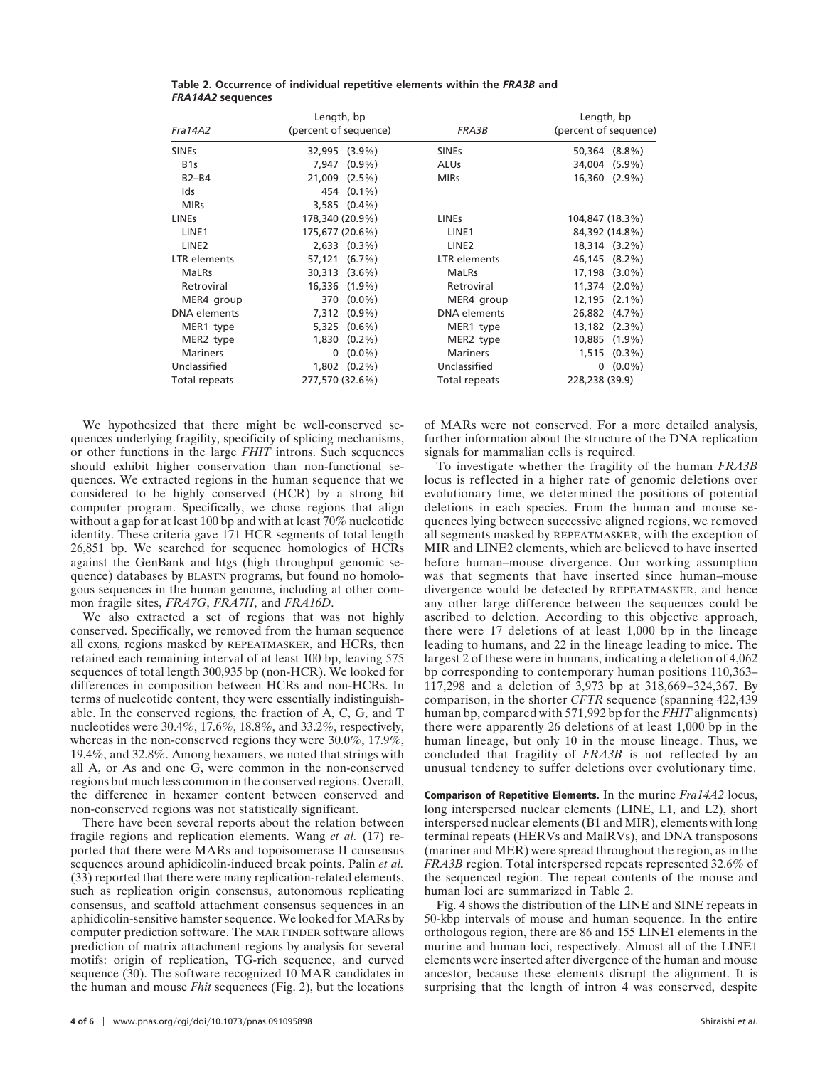**Table 2. Occurrence of individual repetitive elements within the *FRA3B* and *FRA14A2* sequences**

| *Fra14A2* | Length, bp (percent of sequence) | *FRA3B* | Length, bp (percent of sequence) |
|---|---|---|---|
| SINEs | 32,995 (3.9%) | SINEs | 50,364 (8.8%) |
| B1s | 7,947 (0.9%) | ALUs | 34,004 (5.9%) |
| B2–B4 | 21,009 (2.5%) | MIRs | 16,360 (2.9%) |
| Ids | 454 (0.1%) | | |
| MIRs | 3,585 (0.4%) | | |
| LINEs | 178,340 (20.9%) | LINEs | 104,847 (18.3%) |
| LINE1 | 175,677 (20.6%) | LINE1 | 84,392 (14.8%) |
| LINE2 | 2,633 (0.3%) | LINE2 | 18,314 (3.2%) |
| LTR elements | 57,121 (6.7%) | LTR elements | 46,145 (8.2%) |
| MaLRs | 30,313 (3.6%) | MaLRs | 17,198 (3.0%) |
| Retroviral | 16,336 (1.9%) | Retroviral | 11,374 (2.0%) |
| MER4_group | 370 (0.0%) | MER4_group | 12,195 (2.1%) |
| DNA elements | 7,312 (0.9%) | DNA elements | 26,882 (4.7%) |
| MER1_type | 5,325 (0.6%) | MER1_type | 13,182 (2.3%) |
| MER2_type | 1,830 (0.2%) | MER2_type | 10,885 (1.9%) |
| Mariners | 0 (0.0%) | Mariners | 1,515 (0.3%) |
| Unclassified | 1,802 (0.2%) | Unclassified | 0 (0.0%) |
| Total repeats | 277,570 (32.6%) | Total repeats | 228,238 (39.9) |

We hypothesized that there might be well-conserved sequences underlying fragility, specificity of splicing mechanisms, or other functions in the large *FHIT* introns. Such sequences should exhibit higher conservation than non-functional sequences. We extracted regions in the human sequence that we considered to be highly conserved (HCR) by a strong hit computer program. Specifically, we chose regions that align without a gap for at least 100 bp and with at least 70% nucleotide identity. These criteria gave 171 HCR segments of total length 26,851 bp. We searched for sequence homologies of HCRs against the GenBank and htgs (high throughput genomic sequence) databases by BLASTN programs, but found no homologous sequences in the human genome, including at other common fragile sites, *FRA7G*, *FRA7H*, and *FRA16D*.

We also extracted a set of regions that was not highly conserved. Specifically, we removed from the human sequence all exons, regions masked by REPEATMASKER, and HCRs, then retained each remaining interval of at least 100 bp, leaving 575 sequences of total length 300,935 bp (non-HCR). We looked for differences in composition between HCRs and non-HCRs. In terms of nucleotide content, they were essentially indistinguishable. In the conserved regions, the fraction of A, C, G, and T nucleotides were 30.4%, 17.6%, 18.8%, and 33.2%, respectively, whereas in the non-conserved regions they were 30.0%, 17.9%, 19.4%, and 32.8%. Among hexamers, we noted that strings with all A, or As and one G, were common in the non-conserved regions but much less common in the conserved regions. Overall, the difference in hexamer content between conserved and non-conserved regions was not statistically significant.

There have been several reports about the relation between fragile regions and replication elements. Wang *et al.* (17) reported that there were MARs and topoisomerase II consensus sequences around aphidicolin-induced break points. Palin *et al.* (33) reported that there were many replication-related elements, such as replication origin consensus, autonomous replicating consensus, and scaffold attachment consensus sequences in an aphidicolin-sensitive hamster sequence. We looked for MARs by computer prediction software. The MAR FINDER software allows prediction of matrix attachment regions by analysis for several motifs: origin of replication, TG-rich sequence, and curved sequence (30). The software recognized 10 MAR candidates in the human and mouse *Fhit* sequences (Fig. 2), but the locations of MARs were not conserved. For a more detailed analysis, further information about the structure of the DNA replication signals for mammalian cells is required.

To investigate whether the fragility of the human *FRA3B* locus is reflected in a higher rate of genomic deletions over evolutionary time, we determined the positions of potential deletions in each species. From the human and mouse sequences lying between successive aligned regions, we removed all segments masked by REPEATMASKER, with the exception of MIR and LINE2 elements, which are believed to have inserted before human–mouse divergence. Our working assumption was that segments that have inserted since human–mouse divergence would be detected by REPEATMASKER, and hence any other large difference between the sequences could be ascribed to deletion. According to this objective approach, there were 17 deletions of at least 1,000 bp in the lineage leading to humans, and 22 in the lineage leading to mice. The largest 2 of these were in humans, indicating a deletion of 4,062 bp corresponding to contemporary human positions 110,363–117,298 and a deletion of 3,973 bp at 318,669–324,367. By comparison, in the shorter *CFTR* sequence (spanning 422,439 human bp, compared with 571,992 bp for the *FHIT* alignments) there were apparently 26 deletions of at least 1,000 bp in the human lineage, but only 10 in the mouse lineage. Thus, we concluded that fragility of *FRA3B* is not reflected by an unusual tendency to suffer deletions over evolutionary time.

**Comparison of Repetitive Elements.** In the murine *Fra14A2* locus, long interspersed nuclear elements (LINE, L1, and L2), short interspersed nuclear elements (B1 and MIR), elements with long terminal repeats (HERVs and MalRVs), and DNA transposons (mariner and MER) were spread throughout the region, as in the *FRA3B* region. Total interspersed repeats represented 32.6% of the sequenced region. The repeat contents of the mouse and human loci are summarized in Table 2.

Fig. 4 shows the distribution of the LINE and SINE repeats in 50-kbp intervals of mouse and human sequence. In the entire orthologous region, there are 86 and 155 LINE1 elements in the murine and human loci, respectively. Almost all of the LINE1 elements were inserted after divergence of the human and mouse ancestor, because these elements disrupt the alignment. It is surprising that the length of intron 4 was conserved, despite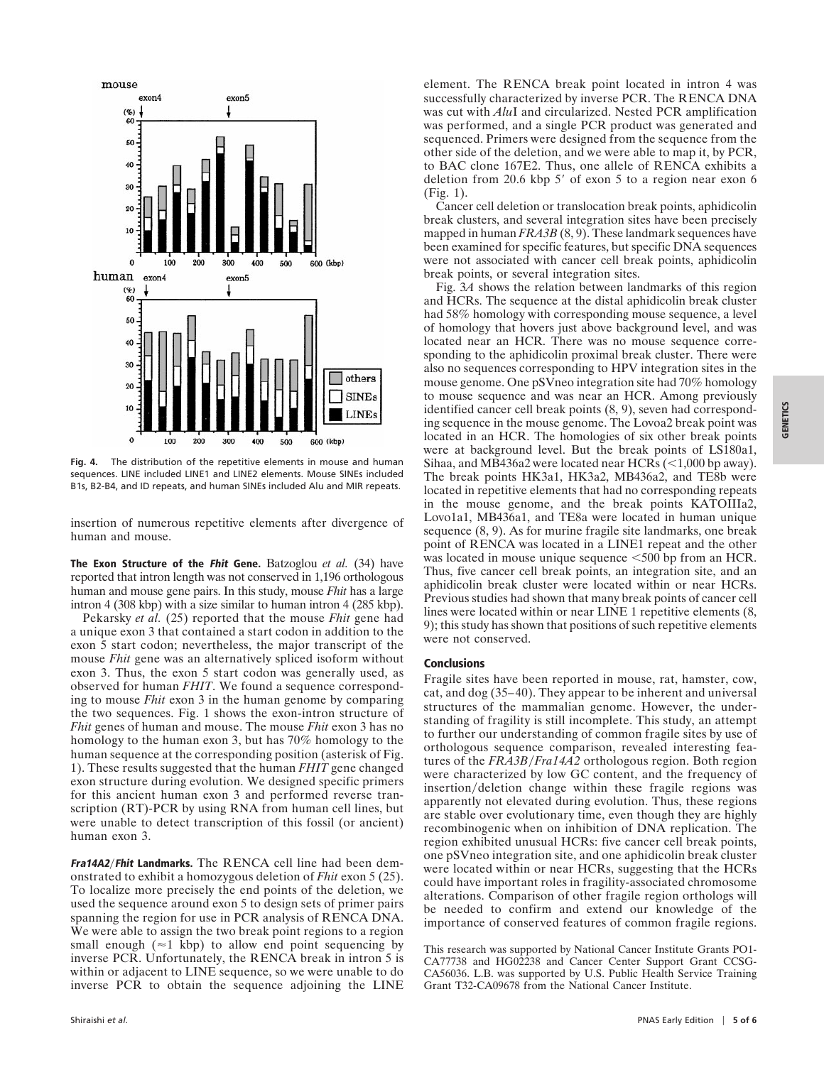Fig. 4. The distribution of the repetitive elements in mouse and human sequences. LINE included LINE1 and LINE2 elements. Mouse SINEs included B1s, B2-B4, and ID repeats, and human SINEs included Alu and MIR repeats.

insertion of numerous repetitive elements after divergence of human and mouse.

**The Exon Structure of the *Fhit* Gene.** Batzoglou *et al.* (34) have reported that intron length was not conserved in 1,196 orthologous human and mouse gene pairs. In this study, mouse *Fhit* has a large intron 4 (308 kbp) with a size similar to human intron 4 (285 kbp).

Pekarsky *et al.* (25) reported that the mouse *Fhit* gene had a unique exon 3 that contained a start codon in addition to the exon 5 start codon; nevertheless, the major transcript of the mouse *Fhit* gene was an alternatively spliced isoform without exon 3. Thus, the exon 5 start codon was generally used, as observed for human *FHIT*. We found a sequence corresponding to mouse *Fhit* exon 3 in the human genome by comparing the two sequences. Fig. 1 shows the exon-intron structure of *Fhit* genes of human and mouse. The mouse *Fhit* exon 3 has no homology to the human exon 3, but has 70% homology to the human sequence at the corresponding position (asterisk of Fig. 1). These results suggested that the human *FHIT* gene changed exon structure during evolution. We designed specific primers for this ancient human exon 3 and performed reverse transcription (RT)-PCR by using RNA from human cell lines, but were unable to detect transcription of this fossil (or ancient) human exon 3.

***Fra14A2/Fhit* Landmarks.** The RENCA cell line had been demonstrated to exhibit a homozygous deletion of *Fhit* exon 5 (25). To localize more precisely the end points of the deletion, we used the sequence around exon 5 to design sets of primer pairs spanning the region for use in PCR analysis of RENCA DNA. We were able to assign the two break point regions to a region small enough ($\approx$1 kbp) to allow end point sequencing by inverse PCR. Unfortunately, the RENCA break in intron 5 is within or adjacent to LINE sequence, so we were unable to do inverse PCR to obtain the sequence adjoining the LINE element. The RENCA break point located in intron 4 was successfully characterized by inverse PCR. The RENCA DNA was cut with *Alu*I and circularized. Nested PCR amplification was performed, and a single PCR product was generated and sequenced. Primers were designed from the sequence from the other side of the deletion, and we were able to map it, by PCR, to BAC clone 167E2. Thus, one allele of RENCA exhibits a deletion from 20.6 kbp 5′ of exon 5 to a region near exon 6 (Fig. 1).

Cancer cell deletion or translocation break points, aphidicolin break clusters, and several integration sites have been precisely mapped in human *FRA3B* (8, 9). These landmark sequences have been examined for specific features, but specific DNA sequences were not associated with cancer cell break points, aphidicolin break points, or several integration sites.

Fig. 3*A* shows the relation between landmarks of this region and HCRs. The sequence at the distal aphidicolin break cluster had 58% homology with corresponding mouse sequence, a level of homology that hovers just above background level, and was located near an HCR. There was no mouse sequence corresponding to the aphidicolin proximal break cluster. There were also no sequences corresponding to HPV integration sites in the mouse genome. One pSVneo integration site had 70% homology to mouse sequence and was near an HCR. Among previously identified cancer cell break points (8, 9), seven had corresponding sequence in the mouse genome. The Lovoa2 break point was located in an HCR. The homologies of six other break points were at background level. But the break points of LS180a1, Sihaa, and MB436a2 were located near HCRs (<1,000 bp away). The break points HK3a1, HK3a2, MB436a2, and TE8b were located in repetitive elements that had no corresponding repeats in the mouse genome, and the break points KATOIIIa2, Lovo1a1, MB436a1, and TE8a were located in human unique sequence (8, 9). As for murine fragile site landmarks, one break point of RENCA was located in a LINE1 repeat and the other was located in mouse unique sequence <500 bp from an HCR. Thus, five cancer cell break points, an integration site, and an aphidicolin break cluster were located within or near HCRs. Previous studies had shown that many break points of cancer cell lines were located within or near LINE 1 repetitive elements (8, 9); this study has shown that positions of such repetitive elements were not conserved.

## Conclusions

Fragile sites have been reported in mouse, rat, hamster, cow, cat, and dog (35–40). They appear to be inherent and universal structures of the mammalian genome. However, the understanding of fragility is still incomplete. This study, an attempt to further our understanding of common fragile sites by use of orthologous sequence comparison, revealed interesting features of the *FRA3B/Fra14A2* orthologous region. Both region were characterized by low GC content, and the frequency of insertion/deletion change within these fragile regions was apparently not elevated during evolution. Thus, these regions are stable over evolutionary time, even though they are highly recombinogenic when on inhibition of DNA replication. The region exhibited unusual HCRs: five cancer cell break points, one pSVneo integration site, and one aphidicolin break cluster were located within or near HCRs, suggesting that the HCRs could have important roles in fragility-associated chromosome alterations. Comparison of other fragile region orthologs will be needed to confirm and extend our knowledge of the importance of conserved features of common fragile regions.

This research was supported by National Cancer Institute Grants PO1-CA77738 and HG02238 and Cancer Center Support Grant CCSG-CA56036. L.B. was supported by U.S. Public Health Service Training Grant T32-CA09678 from the National Cancer Institute.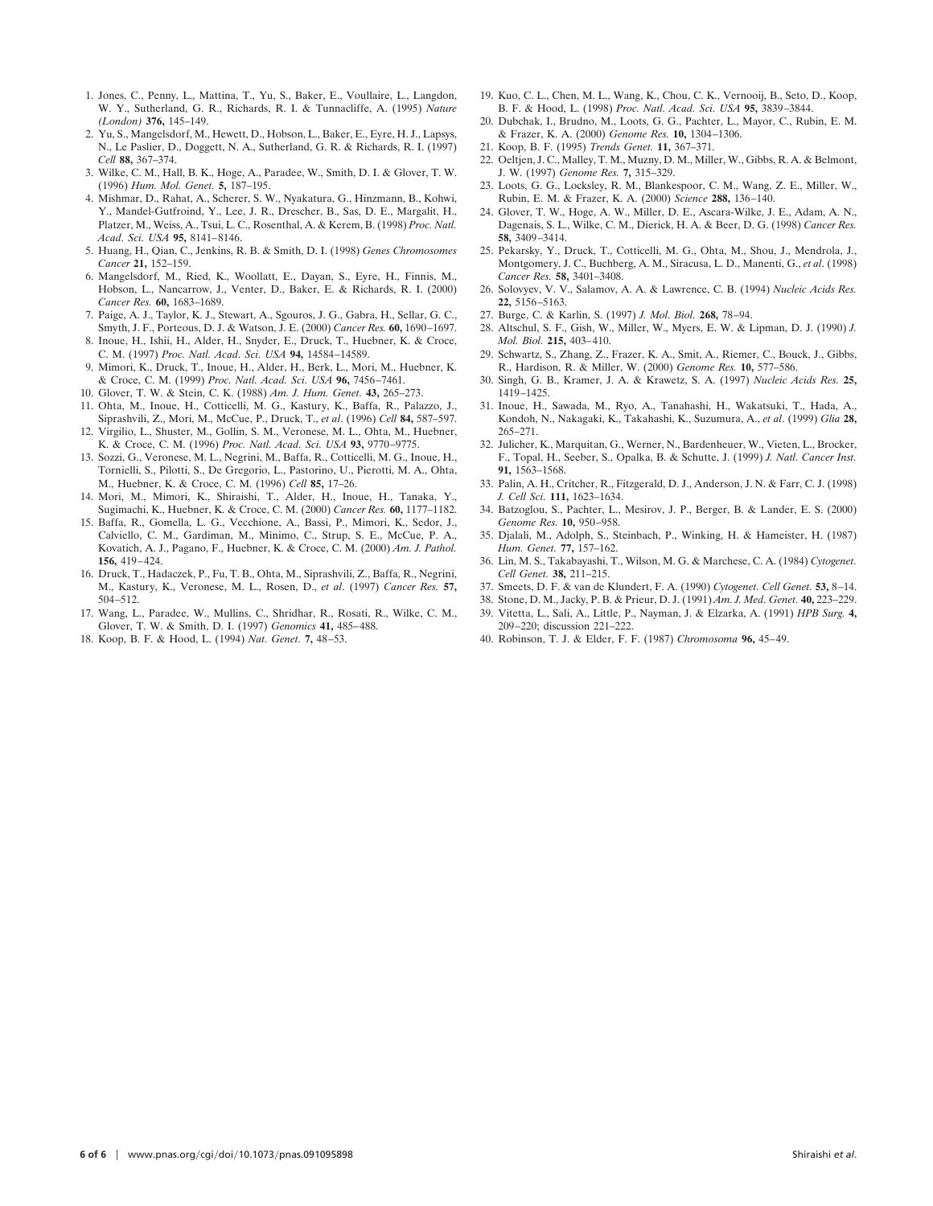1. Jones, C., Penny, L., Mattina, T., Yu, S., Baker, E., Voullaire, L., Langdon, W. Y., Sutherland, G. R., Richards, R. I. & Tunnacliffe, A. (1995) *Nature (London)* **376,** 145–149.
2. Yu, S., Mangelsdorf, M., Hewett, D., Hobson, L., Baker, E., Eyre, H. J., Lapsys, N., Le Paslier, D., Doggett, N. A., Sutherland, G. R. & Richards, R. I. (1997) *Cell* **88,** 367–374.
3. Wilke, C. M., Hall, B. K., Hoge, A., Paradee, W., Smith, D. I. & Glover, T. W. (1996) *Hum. Mol. Genet.* **5,** 187–195.
4. Mishmar, D., Rahat, A., Scherer, S. W., Nyakatura, G., Hinzmann, B., Kohwi, Y., Mandel-Gutfroind, Y., Lee, J. R., Drescher, B., Sas, D. E., Margalit, H., Platzer, M., Weiss, A., Tsui, L. C., Rosenthal, A. & Kerem, B. (1998) *Proc. Natl. Acad. Sci. USA* **95,** 8141–8146.
5. Huang, H., Qian, C., Jenkins, R. B. & Smith, D. I. (1998) *Genes Chromosomes Cancer* **21,** 152–159.
6. Mangelsdorf, M., Ried, K., Woollatt, E., Dayan, S., Eyre, H., Finnis, M., Hobson, L., Nancarrow, J., Venter, D., Baker, E. & Richards, R. I. (2000) *Cancer Res.* **60,** 1683–1689.
7. Paige, A. J., Taylor, K. J., Stewart, A., Sgouros, J. G., Gabra, H., Sellar, G. C., Smyth, J. F., Porteous, D. J. & Watson, J. E. (2000) *Cancer Res.* **60,** 1690–1697.
8. Inoue, H., Ishii, H., Alder, H., Snyder, E., Druck, T., Huebner, K. & Croce, C. M. (1997) *Proc. Natl. Acad. Sci. USA* **94,** 14584–14589.
9. Mimori, K., Druck, T., Inoue, H., Alder, H., Berk, L., Mori, M., Huebner, K. & Croce, C. M. (1999) *Proc. Natl. Acad. Sci. USA* **96,** 7456–7461.
10. Glover, T. W. & Stein, C. K. (1988) *Am. J. Hum. Genet.* **43,** 265–273.
11. Ohta, M., Inoue, H., Cotticelli, M. G., Kastury, K., Baffa, R., Palazzo, J., Siprashvili, Z., Mori, M., McCue, P., Druck, T., *et al*. (1996) *Cell* **84,** 587–597.
12. Virgilio, L., Shuster, M., Gollin, S. M., Veronese, M. L., Ohta, M., Huebner, K. & Croce, C. M. (1996) *Proc. Natl. Acad. Sci. USA* **93,** 9770–9775.
13. Sozzi, G., Veronese, M. L., Negrini, M., Baffa, R., Cotticelli, M. G., Inoue, H., Tornielli, S., Pilotti, S., De Gregorio, L., Pastorino, U., Pierotti, M. A., Ohta, M., Huebner, K. & Croce, C. M. (1996) *Cell* **85,** 17–26.
14. Mori, M., Mimori, K., Shiraishi, T., Alder, H., Inoue, H., Tanaka, Y., Sugimachi, K., Huebner, K. & Croce, C. M. (2000) *Cancer Res.* **60,** 1177–1182.
15. Baffa, R., Gomella, L. G., Vecchione, A., Bassi, P., Mimori, K., Sedor, J., Calviello, C. M., Gardiman, M., Minimo, C., Strup, S. E., McCue, P. A., Kovatich, A. J., Pagano, F., Huebner, K. & Croce, C. M. (2000) *Am. J. Pathol.* **156,** 419–424.
16. Druck, T., Hadaczek, P., Fu, T. B., Ohta, M., Siprashvili, Z., Baffa, R., Negrini, M., Kastury, K., Veronese, M. L., Rosen, D., *et al*. (1997) *Cancer Res.* **57,** 504–512.
17. Wang, L., Paradee, W., Mullins, C., Shridhar, R., Rosati, R., Wilke, C. M., Glover, T. W. & Smith, D. I. (1997) *Genomics* **41,** 485–488.
18. Koop, B. F. & Hood, L. (1994) *Nat. Genet.* **7,** 48–53.
19. Kuo, C. L., Chen, M. L., Wang, K., Chou, C. K., Vernooij, B., Seto, D., Koop, B. F. & Hood, L. (1998) *Proc. Natl. Acad. Sci. USA* **95,** 3839–3844.
20. Dubchak, I., Brudno, M., Loots, G. G., Pachter, L., Mayor, C., Rubin, E. M. & Frazer, K. A. (2000) *Genome Res.* **10,** 1304–1306.
21. Koop, B. F. (1995) *Trends Genet.* **11,** 367–371.
22. Oeltjen, J. C., Malley, T. M., Muzny, D. M., Miller, W., Gibbs, R. A. & Belmont, J. W. (1997) *Genome Res.* **7,** 315–329.
23. Loots, G. G., Locksley, R. M., Blankespoor, C. M., Wang, Z. E., Miller, W., Rubin, E. M. & Frazer, K. A. (2000) *Science* **288,** 136–140.
24. Glover, T. W., Hoge, A. W., Miller, D. E., Ascara-Wilke, J. E., Adam, A. N., Dagenais, S. L., Wilke, C. M., Dierick, H. A. & Beer, D. G. (1998) *Cancer Res.* **58,** 3409–3414.
25. Pekarsky, Y., Druck, T., Cotticelli, M. G., Ohta, M., Shou, J., Mendrola, J., Montgomery, J. C., Buchberg, A. M., Siracusa, L. D., Manenti, G., *et al*. (1998) *Cancer Res.* **58,** 3401–3408.
26. Solovyev, V. V., Salamov, A. A. & Lawrence, C. B. (1994) *Nucleic Acids Res.* **22,** 5156–5163.
27. Burge, C. & Karlin, S. (1997) *J. Mol. Biol.* **268,** 78–94.
28. Altschul, S. F., Gish, W., Miller, W., Myers, E. W. & Lipman, D. J. (1990) *J. Mol. Biol.* **215,** 403–410.
29. Schwartz, S., Zhang, Z., Frazer, K. A., Smit, A., Riemer, C., Bouck, J., Gibbs, R., Hardison, R. & Miller, W. (2000) *Genome Res.* **10,** 577–586.
30. Singh, G. B., Kramer, J. A. & Krawetz, S. A. (1997) *Nucleic Acids Res.* **25,** 1419–1425.
31. Inoue, H., Sawada, M., Ryo, A., Tanahashi, H., Wakatsuki, T., Hada, A., Kondoh, N., Nakagaki, K., Takahashi, K., Suzumura, A., *et al*. (1999) *Glia* **28,** 265–271.
32. Julicher, K., Marquitan, G., Werner, N., Bardenheuer, W., Vieten, L., Brocker, F., Topal, H., Seeber, S., Opalka, B. & Schutte, J. (1999) *J. Natl. Cancer Inst.* **91,** 1563–1568.
33. Palin, A. H., Critcher, R., Fitzgerald, D. J., Anderson, J. N. & Farr, C. J. (1998) *J. Cell Sci.* **111,** 1623–1634.
34. Batzoglou, S., Pachter, L., Mesirov, J. P., Berger, B. & Lander, E. S. (2000) *Genome Res.* **10,** 950–958.
35. Djalali, M., Adolph, S., Steinbach, P., Winking, H. & Hameister, H. (1987) *Hum. Genet.* **77,** 157–162.
36. Lin, M. S., Takabayashi, T., Wilson, M. G. & Marchese, C. A. (1984) *Cytogenet. Cell Genet.* **38,** 211–215.
37. Smeets, D. F. & van de Klundert, F. A. (1990) *Cytogenet. Cell Genet.* **53,** 8–14.
38. Stone, D. M., Jacky, P. B. & Prieur, D. J. (1991) *Am. J. Med. Genet.* **40,** 223–229.
39. Vitetta, L., Sali, A., Little, P., Nayman, J. & Elzarka, A. (1991) *HPB Surg.* **4,** 209–220; discussion 221–222.
40. Robinson, T. J. & Elder, F. F. (1987) *Chromosoma* **96,** 45–49.